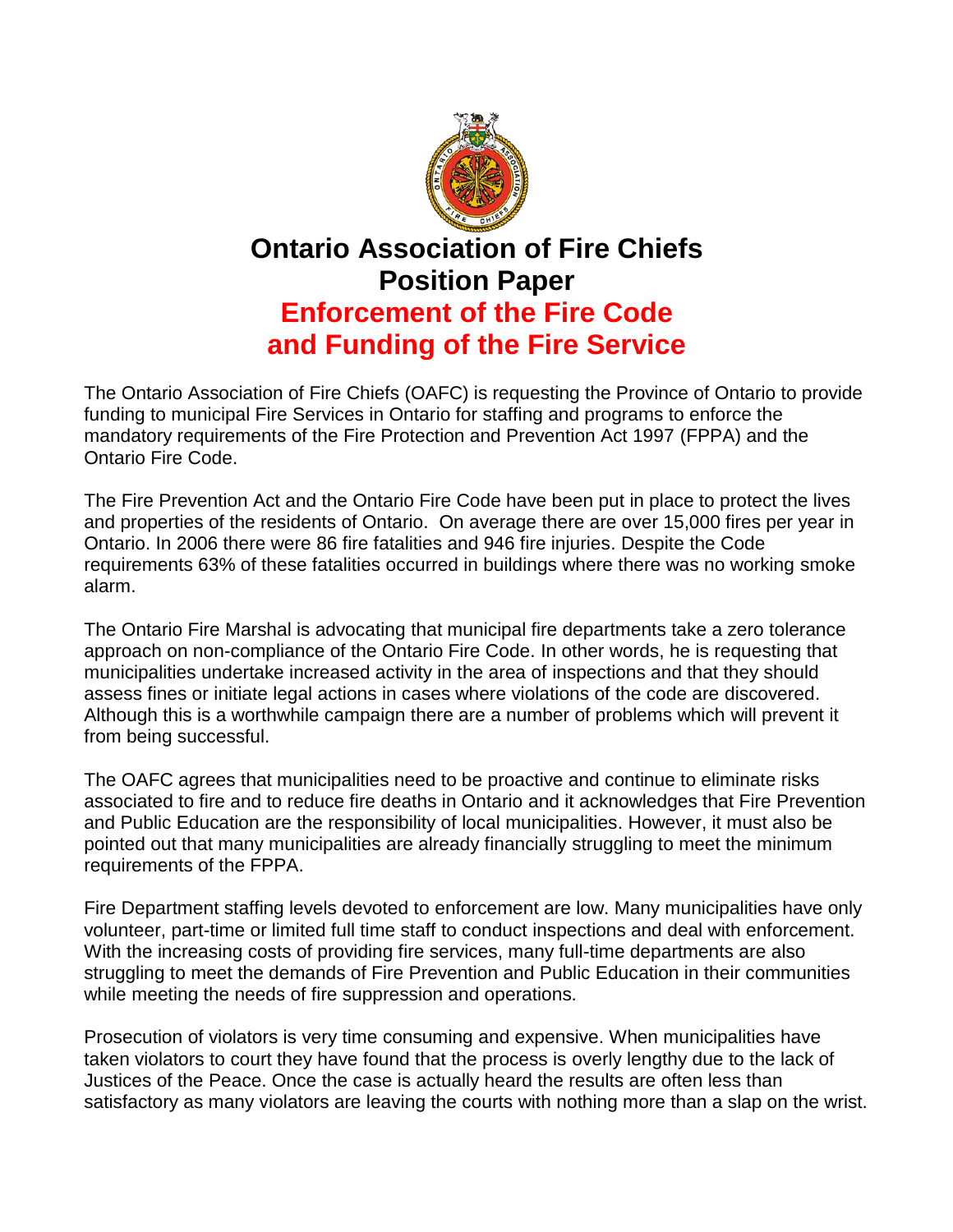# Ontario Association of Fire Chiefs Position Paper

## Enforcement of the Fire Code and Funding of the Fire Service

The Ontario Association of Fire Chiefs (OAFC) is requesting the Province of Ontario to provide funding to municipal Fire Services in Ontario for staffing and programs to enforce the mandatory requirements of the Fire Protection and Prevention Act 1997 (FPPA) and the Ontario Fire Code.

The Fire Prevention Act and the Ontario Fire Code have been put in place to protect the lives and properties of the residents of Ontario. On average there are over 15,000 fires per year in Ontario. In 2006 there were 86 fire fatalities and 946 fire injuries. Despite the Code requirements 63% of these fatalities occurred in buildings where there was no working smoke alarm.

The Ontario Fire Marshal is advocating that municipal fire departments take a zero tolerance approach on non-compliance of the Ontario Fire Code. In other words, he is requesting that municipalities undertake increased activity in the area of inspections and that they should assess fines or initiate legal actions in cases where violations of the code are discovered. Although this is a worthwhile campaign there are a number of problems which will prevent it from being successful.

The OAFC agrees that municipalities need to be proactive and continue to eliminate risks associated to fire and to reduce fire deaths in Ontario and it acknowledges that Fire Prevention and Public Education are the responsibility of local municipalities. However, it must also be pointed out that many municipalities are already financially struggling to meet the minimum requirements of the FPPA.

Fire Department staffing levels devoted to enforcement are low. Many municipalities have only volunteer, part-time or limited full time staff to conduct inspections and deal with enforcement. With the increasing costs of providing fire services, many full-time departments are also struggling to meet the demands of Fire Prevention and Public Education in their communities while meeting the needs of fire suppression and operations.

Prosecution of violators is very time consuming and expensive. When municipalities have taken violators to court they have found that the process is overly lengthy due to the lack of Justices of the Peace. Once the case is actually heard the results are often less than satisfactory as many violators are leaving the courts with nothing more than a slap on the wrist.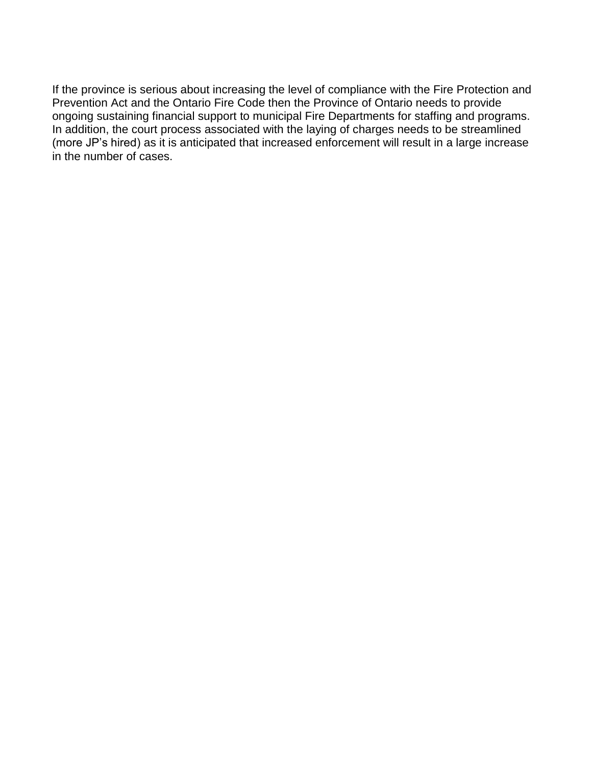If the province is serious about increasing the level of compliance with the Fire Protection and Prevention Act and the Ontario Fire Code then the Province of Ontario needs to provide ongoing sustaining financial support to municipal Fire Departments for staffing and programs. In addition, the court process associated with the laying of charges needs to be streamlined (more JP's hired) as it is anticipated that increased enforcement will result in a large increase in the number of cases.